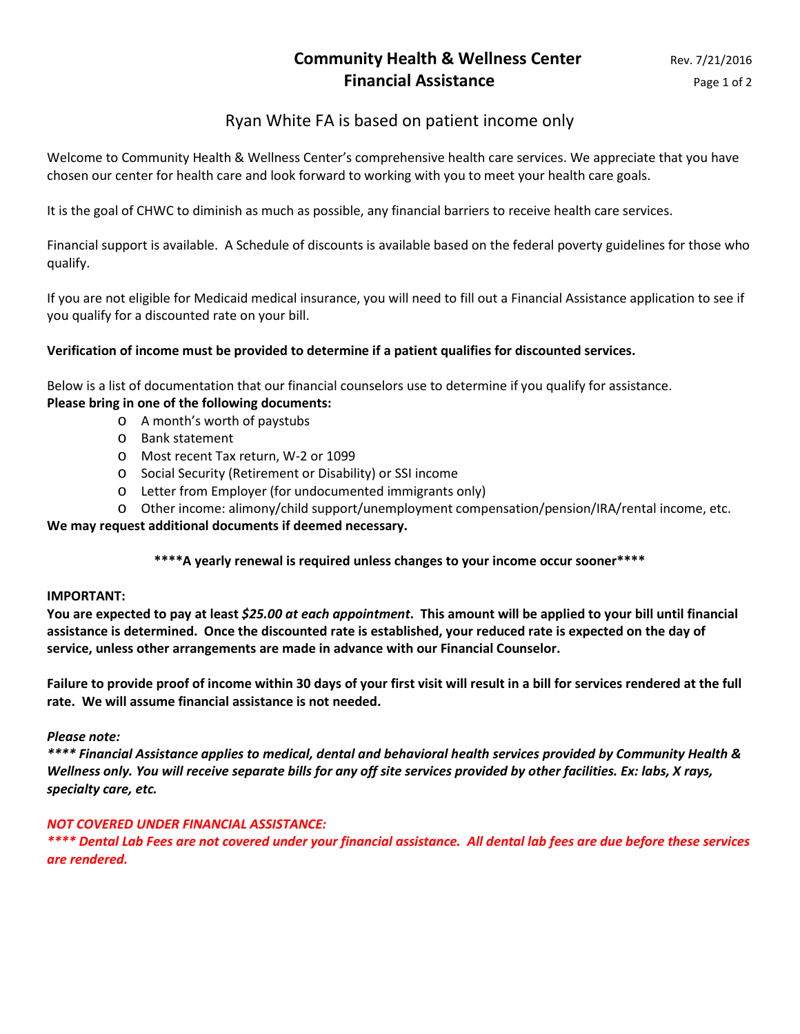# Community Health & Wellness Center
## Financial Assistance

Rev. 7/21/2016

Ryan White FA is based on patient income only

Welcome to Community Health & Wellness Center's comprehensive health care services. We appreciate that you have chosen our center for health care and look forward to working with you to meet your health care goals.

It is the goal of CHWC to diminish as much as possible, any financial barriers to receive health care services.

Financial support is available. A Schedule of discounts is available based on the federal poverty guidelines for those who qualify.

If you are not eligible for Medicaid medical insurance, you will need to fill out a Financial Assistance application to see if you qualify for a discounted rate on your bill.

**Verification of income must be provided to determine if a patient qualifies for discounted services.**

Below is a list of documentation that our financial counselors use to determine if you qualify for assistance.
**Please bring in one of the following documents:**

- A month's worth of paystubs
- Bank statement
- Most recent Tax return, W-2 or 1099
- Social Security (Retirement or Disability) or SSI income
- Letter from Employer (for undocumented immigrants only)
- Other income: alimony/child support/unemployment compensation/pension/IRA/rental income, etc.

**We may request additional documents if deemed necessary.**

**\*\*\*\*A yearly renewal is required unless changes to your income occur sooner\*\*\*\***

**IMPORTANT:**
**You are expected to pay at least *$25.00 at each appointment*. This amount will be applied to your bill until financial assistance is determined. Once the discounted rate is established, your reduced rate is expected on the day of service, unless other arrangements are made in advance with our Financial Counselor.**

**Failure to provide proof of income within 30 days of your first visit will result in a bill for services rendered at the full rate. We will assume financial assistance is not needed.**

***Please note:***
***\*\*\*\* Financial Assistance applies to medical, dental and behavioral health services provided by Community Health & Wellness only. You will receive separate bills for any off site services provided by other facilities. Ex: labs, X rays, specialty care, etc.***

***NOT COVERED UNDER FINANCIAL ASSISTANCE:***
***\*\*\*\* Dental Lab Fees are not covered under your financial assistance. All dental lab fees are due before these services are rendered.***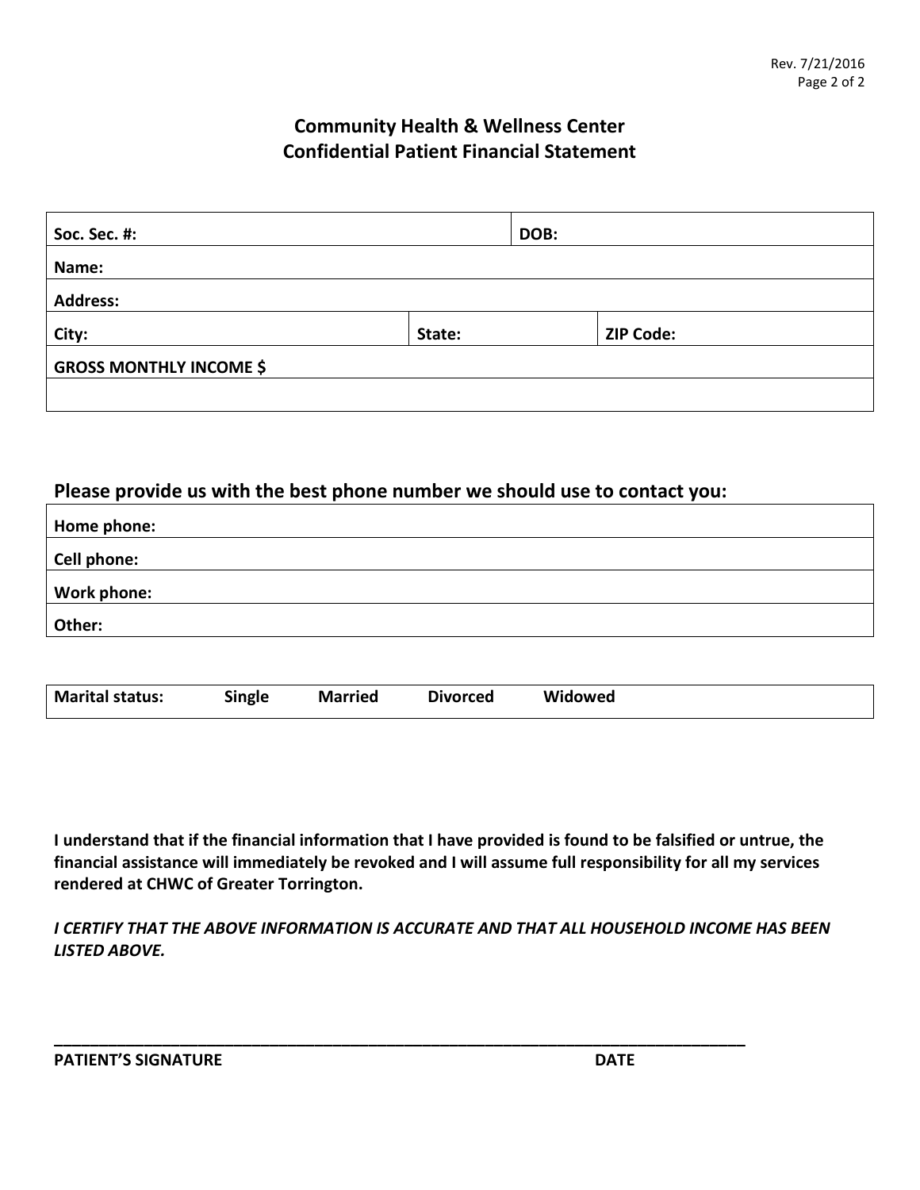## Community Health & Wellness Center
## Confidential Patient Financial Statement

| | | |
|---|---|---|
| **Soc. Sec. #:** | | **DOB:** |
| **Name:** | | |
| **Address:** | | |
| **City:** | **State:** | **ZIP Code:** |
| **GROSS MONTHLY INCOME $** | | |
| | | |

### Please provide us with the best phone number we should use to contact you:

| |
|---|
| **Home phone:** |
| **Cell phone:** |
| **Work phone:** |
| **Other:** |

| | | | | |
|---|---|---|---|---|
| **Marital status:** | **Single** | **Married** | **Divorced** | **Widowed** |

**I understand that if the financial information that I have provided is found to be falsified or untrue, the financial assistance will immediately be revoked and I will assume full responsibility for all my services rendered at CHWC of Greater Torrington.**

***I CERTIFY THAT THE ABOVE INFORMATION IS ACCURATE AND THAT ALL HOUSEHOLD INCOME HAS BEEN LISTED ABOVE.***

\_\_\_\_\_\_\_\_\_\_\_\_\_\_\_\_\_\_\_\_\_\_\_\_\_\_\_\_\_\_\_\_\_\_\_\_\_\_\_\_\_\_\_\_\_\_\_\_\_\_\_\_\_\_\_\_\_\_\_\_\_\_\_\_\_\_\_\_\_\_

**PATIENT'S SIGNATURE** **DATE**